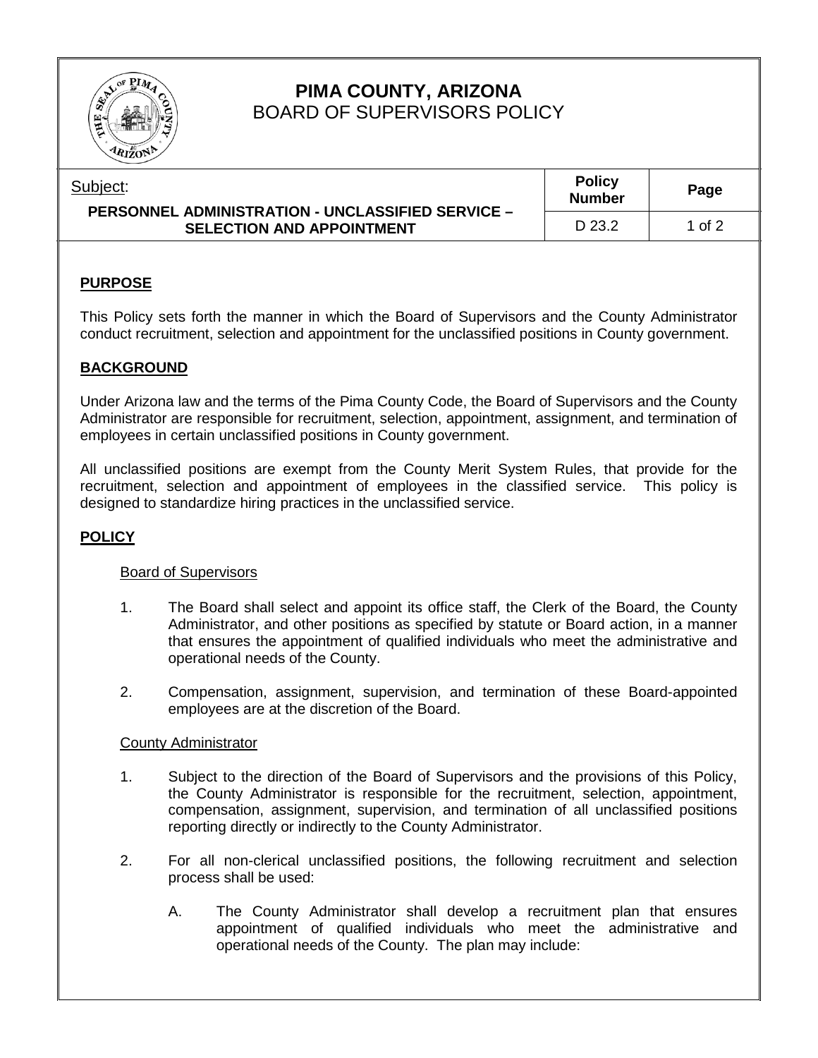# PIMA COUNTY, ARIZONA
## BOARD OF SUPERVISORS POLICY

| Subject: | Policy Number | Page |
|---|---|---|
| **PERSONNEL ADMINISTRATION - UNCLASSIFIED SERVICE – SELECTION AND APPOINTMENT** | D 23.2 | 1 of 2 |

## PURPOSE

This Policy sets forth the manner in which the Board of Supervisors and the County Administrator conduct recruitment, selection and appointment for the unclassified positions in County government.

## BACKGROUND

Under Arizona law and the terms of the Pima County Code, the Board of Supervisors and the County Administrator are responsible for recruitment, selection, appointment, assignment, and termination of employees in certain unclassified positions in County government.

All unclassified positions are exempt from the County Merit System Rules, that provide for the recruitment, selection and appointment of employees in the classified service. This policy is designed to standardize hiring practices in the unclassified service.

## POLICY

### Board of Supervisors

1. The Board shall select and appoint its office staff, the Clerk of the Board, the County Administrator, and other positions as specified by statute or Board action, in a manner that ensures the appointment of qualified individuals who meet the administrative and operational needs of the County.

2. Compensation, assignment, supervision, and termination of these Board-appointed employees are at the discretion of the Board.

### County Administrator

1. Subject to the direction of the Board of Supervisors and the provisions of this Policy, the County Administrator is responsible for the recruitment, selection, appointment, compensation, assignment, supervision, and termination of all unclassified positions reporting directly or indirectly to the County Administrator.

2. For all non-clerical unclassified positions, the following recruitment and selection process shall be used:

   A. The County Administrator shall develop a recruitment plan that ensures appointment of qualified individuals who meet the administrative and operational needs of the County. The plan may include: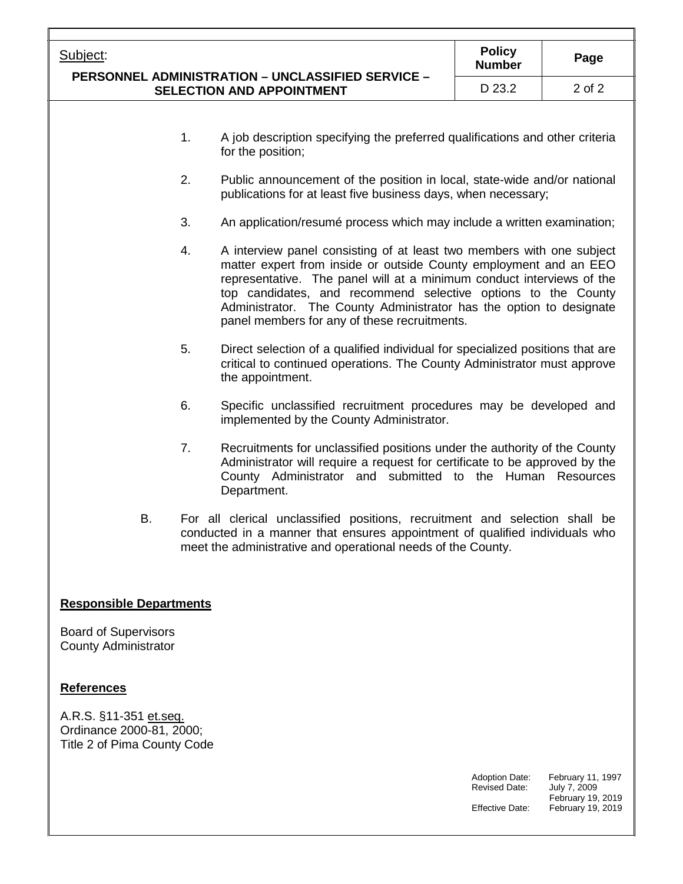1. A job description specifying the preferred qualifications and other criteria for the position;

2. Public announcement of the position in local, state-wide and/or national publications for at least five business days, when necessary;

3. An application/resumé process which may include a written examination;

4. A interview panel consisting of at least two members with one subject matter expert from inside or outside County employment and an EEO representative. The panel will at a minimum conduct interviews of the top candidates, and recommend selective options to the County Administrator. The County Administrator has the option to designate panel members for any of these recruitments.

5. Direct selection of a qualified individual for specialized positions that are critical to continued operations. The County Administrator must approve the appointment.

6. Specific unclassified recruitment procedures may be developed and implemented by the County Administrator.

7. Recruitments for unclassified positions under the authority of the County Administrator will require a request for certificate to be approved by the County Administrator and submitted to the Human Resources Department.

B. For all clerical unclassified positions, recruitment and selection shall be conducted in a manner that ensures appointment of qualified individuals who meet the administrative and operational needs of the County.

## Responsible Departments

Board of Supervisors
County Administrator

## References

A.R.S. §11-351 et.seq.
Ordinance 2000-81, 2000;
Title 2 of Pima County Code

Adoption Date: February 11, 1997
Revised Date: July 7, 2009
February 19, 2019
Effective Date: February 19, 2019